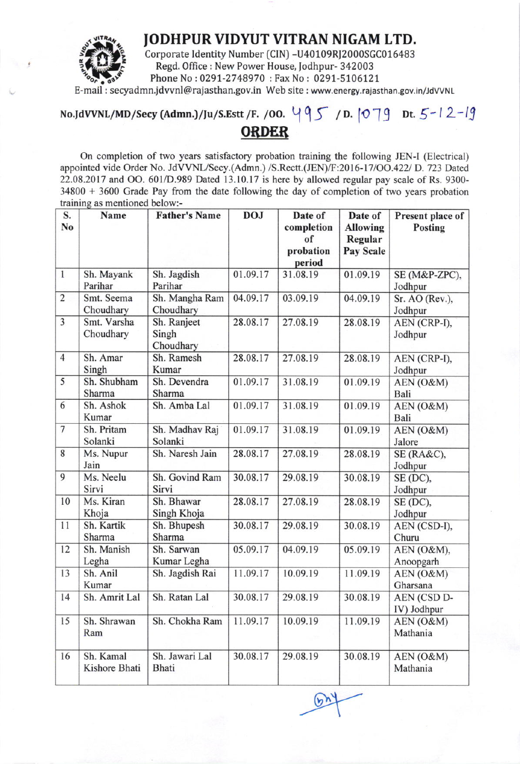# JODHPUR VIDYUT VITRAN NIGAM LTD.

Corporate Identity Number (CIN) -U40109RJ2000SGC016483
Regd. Office : New Power House, Jodhpur- 342003
Phone No : 0291-2748970 : Fax No : 0291-5106121
E-mail : secyadmn.jdvvnl@rajasthan.gov.in Web site : www.energy.rajasthan.gov.in/JdVVNL

**No.JdVVNL/MD/Secy (Admn.)/Ju/S.Estt /F. /OO. 495 / D. 1079 Dt. 5-12-19**

## ORDER

On completion of two years satisfactory probation training the following JEN-I (Electrical) appointed vide Order No. JdVVNL/Secy.(Admn.) /S.Rectt.(JEN)/F:2016-17/OO.422/ D. 723 Dated 22.08.2017 and OO. 601/D.989 Dated 13.10.17 is here by allowed regular pay scale of Rs. 9300-34800 + 3600 Grade Pay from the date following the day of completion of two years probation training as mentioned below:-

| S. No | Name | Father's Name | DOJ | Date of completion of probation period | Date of Allowing Regular Pay Scale | Present place of Posting |
|---|---|---|---|---|---|---|
| 1 | Sh. Mayank Parihar | Sh. Jagdish Parihar | 01.09.17 | 31.08.19 | 01.09.19 | SE (M&P-ZPC), Jodhpur |
| 2 | Smt. Seema Choudhary | Sh. Mangha Ram Choudhary | 04.09.17 | 03.09.19 | 04.09.19 | Sr. AO (Rev.), Jodhpur |
| 3 | Smt. Varsha Choudhary | Sh. Ranjeet Singh Choudhary | 28.08.17 | 27.08.19 | 28.08.19 | AEN (CRP-I), Jodhpur |
| 4 | Sh. Amar Singh | Sh. Ramesh Kumar | 28.08.17 | 27.08.19 | 28.08.19 | AEN (CRP-I), Jodhpur |
| 5 | Sh. Shubham Sharma | Sh. Devendra Sharma | 01.09.17 | 31.08.19 | 01.09.19 | AEN (O&M) Bali |
| 6 | Sh. Ashok Kumar | Sh. Amba Lal | 01.09.17 | 31.08.19 | 01.09.19 | AEN (O&M) Bali |
| 7 | Sh. Pritam Solanki | Sh. Madhav Raj Solanki | 01.09.17 | 31.08.19 | 01.09.19 | AEN (O&M) Jalore |
| 8 | Ms. Nupur Jain | Sh. Naresh Jain | 28.08.17 | 27.08.19 | 28.08.19 | SE (RA&C), Jodhpur |
| 9 | Ms. Neelu Sirvi | Sh. Govind Ram Sirvi | 30.08.17 | 29.08.19 | 30.08.19 | SE (DC), Jodhpur |
| 10 | Ms. Kiran Khoja | Sh. Bhawar Singh Khoja | 28.08.17 | 27.08.19 | 28.08.19 | SE (DC), Jodhpur |
| 11 | Sh. Kartik Sharma | Sh. Bhupesh Sharma | 30.08.17 | 29.08.19 | 30.08.19 | AEN (CSD-I), Churu |
| 12 | Sh. Manish Legha | Sh. Sarwan Kumar Legha | 05.09.17 | 04.09.19 | 05.09.19 | AEN (O&M), Anoopgarh |
| 13 | Sh. Anil Kumar | Sh. Jagdish Rai | 11.09.17 | 10.09.19 | 11.09.19 | AEN (O&M) Gharsana |
| 14 | Sh. Amrit Lal | Sh. Ratan Lal | 30.08.17 | 29.08.19 | 30.08.19 | AEN (CSD D-IV) Jodhpur |
| 15 | Sh. Shrawan Ram | Sh. Chokha Ram | 11.09.17 | 10.09.19 | 11.09.19 | AEN (O&M) Mathania |
| 16 | Sh. Kamal Kishore Bhati | Sh. Jawari Lal Bhati | 30.08.17 | 29.08.19 | 30.08.19 | AEN (O&M) Mathania |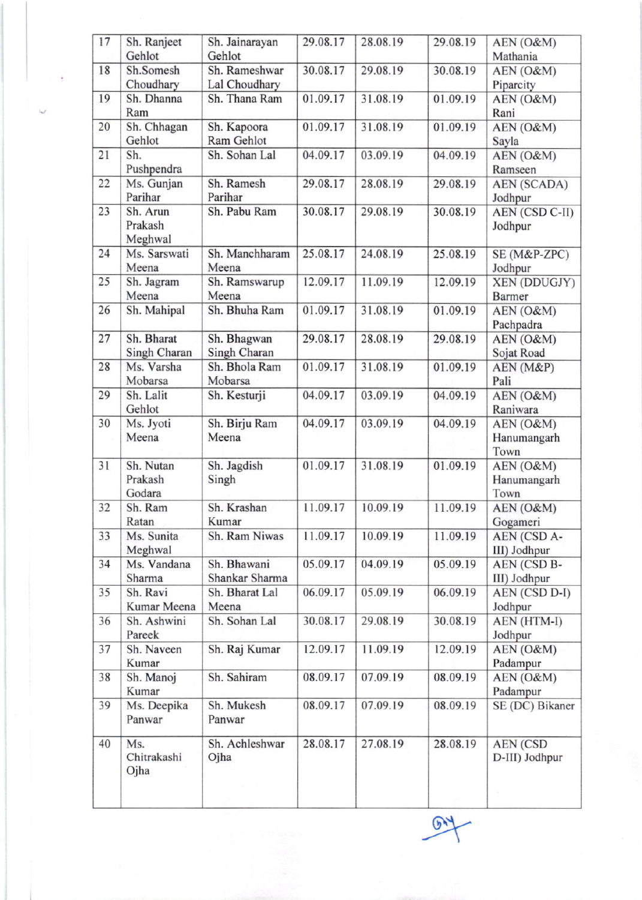| | | | | | | |
|---|---|---|---|---|---|---|
| 17 | Sh. Ranjeet Gehlot | Sh. Jainarayan Gehlot | 29.08.17 | 28.08.19 | 29.08.19 | AEN (O&M) Mathania |
| 18 | Sh.Somesh Choudhary | Sh. Rameshwar Lal Choudhary | 30.08.17 | 29.08.19 | 30.08.19 | AEN (O&M) Piparcity |
| 19 | Sh. Dhanna Ram | Sh. Thana Ram | 01.09.17 | 31.08.19 | 01.09.19 | AEN (O&M) Rani |
| 20 | Sh. Chhagan Gehlot | Sh. Kapoora Ram Gehlot | 01.09.17 | 31.08.19 | 01.09.19 | AEN (O&M) Sayla |
| 21 | Sh. Pushpendra | Sh. Sohan Lal | 04.09.17 | 03.09.19 | 04.09.19 | AEN (O&M) Ramseen |
| 22 | Ms. Gunjan Parihar | Sh. Ramesh Parihar | 29.08.17 | 28.08.19 | 29.08.19 | AEN (SCADA) Jodhpur |
| 23 | Sh. Arun Prakash Meghwal | Sh. Pabu Ram | 30.08.17 | 29.08.19 | 30.08.19 | AEN (CSD C-II) Jodhpur |
| 24 | Ms. Sarswati Meena | Sh. Manchharam Meena | 25.08.17 | 24.08.19 | 25.08.19 | SE (M&P-ZPC) Jodhpur |
| 25 | Sh. Jagram Meena | Sh. Ramswarup Meena | 12.09.17 | 11.09.19 | 12.09.19 | XEN (DDUGJY) Barmer |
| 26 | Sh. Mahipal | Sh. Bhuha Ram | 01.09.17 | 31.08.19 | 01.09.19 | AEN (O&M) Pachpadra |
| 27 | Sh. Bharat Singh Charan | Sh. Bhagwan Singh Charan | 29.08.17 | 28.08.19 | 29.08.19 | AEN (O&M) Sojat Road |
| 28 | Ms. Varsha Mobarsa | Sh. Bhola Ram Mobarsa | 01.09.17 | 31.08.19 | 01.09.19 | AEN (M&P) Pali |
| 29 | Sh. Lalit Gehlot | Sh. Kesturji | 04.09.17 | 03.09.19 | 04.09.19 | AEN (O&M) Raniwara |
| 30 | Ms. Jyoti Meena | Sh. Birju Ram Meena | 04.09.17 | 03.09.19 | 04.09.19 | AEN (O&M) Hanumangarh Town |
| 31 | Sh. Nutan Prakash Godara | Sh. Jagdish Singh | 01.09.17 | 31.08.19 | 01.09.19 | AEN (O&M) Hanumangarh Town |
| 32 | Sh. Ram Ratan | Sh. Krashan Kumar | 11.09.17 | 10.09.19 | 11.09.19 | AEN (O&M) Gogameri |
| 33 | Ms. Sunita Meghwal | Sh. Ram Niwas | 11.09.17 | 10.09.19 | 11.09.19 | AEN (CSD A-III) Jodhpur |
| 34 | Ms. Vandana Sharma | Sh. Bhawani Shankar Sharma | 05.09.17 | 04.09.19 | 05.09.19 | AEN (CSD B-III) Jodhpur |
| 35 | Sh. Ravi Kumar Meena | Sh. Bharat Lal Meena | 06.09.17 | 05.09.19 | 06.09.19 | AEN (CSD D-I) Jodhpur |
| 36 | Sh. Ashwini Pareek | Sh. Sohan Lal | 30.08.17 | 29.08.19 | 30.08.19 | AEN (HTM-I) Jodhpur |
| 37 | Sh. Naveen Kumar | Sh. Raj Kumar | 12.09.17 | 11.09.19 | 12.09.19 | AEN (O&M) Padampur |
| 38 | Sh. Manoj Kumar | Sh. Sahiram | 08.09.17 | 07.09.19 | 08.09.19 | AEN (O&M) Padampur |
| 39 | Ms. Deepika Panwar | Sh. Mukesh Panwar | 08.09.17 | 07.09.19 | 08.09.19 | SE (DC) Bikaner |
| 40 | Ms. Chitrakashi Ojha | Sh. Achleshwar Ojha | 28.08.17 | 27.08.19 | 28.08.19 | AEN (CSD D-III) Jodhpur |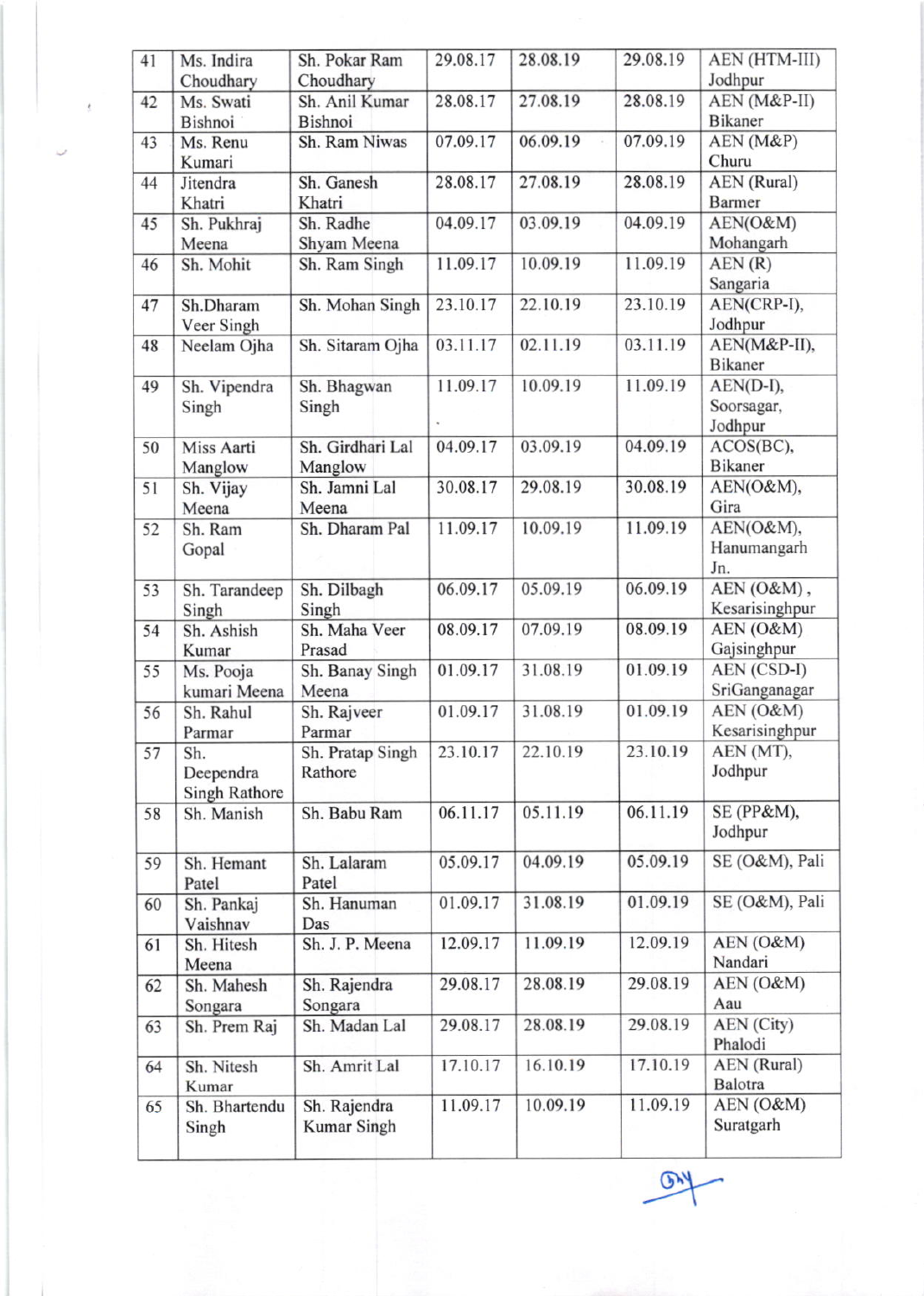| | | | | | | |
|---|---|---|---|---|---|---|
| 41 | Ms. Indira Choudhary | Sh. Pokar Ram Choudhary | 29.08.17 | 28.08.19 | 29.08.19 | AEN (HTM-III) Jodhpur |
| 42 | Ms. Swati Bishnoi | Sh. Anil Kumar Bishnoi | 28.08.17 | 27.08.19 | 28.08.19 | AEN (M&P-II) Bikaner |
| 43 | Ms. Renu Kumari | Sh. Ram Niwas | 07.09.17 | 06.09.19 | 07.09.19 | AEN (M&P) Churu |
| 44 | Jitendra Khatri | Sh. Ganesh Khatri | 28.08.17 | 27.08.19 | 28.08.19 | AEN (Rural) Barmer |
| 45 | Sh. Pukhraj Meena | Sh. Radhe Shyam Meena | 04.09.17 | 03.09.19 | 04.09.19 | AEN(O&M) Mohangarh |
| 46 | Sh. Mohit | Sh. Ram Singh | 11.09.17 | 10.09.19 | 11.09.19 | AEN (R) Sangaria |
| 47 | Sh.Dharam Veer Singh | Sh. Mohan Singh | 23.10.17 | 22.10.19 | 23.10.19 | AEN(CRP-I), Jodhpur |
| 48 | Neelam Ojha | Sh. Sitaram Ojha | 03.11.17 | 02.11.19 | 03.11.19 | AEN(M&P-II), Bikaner |
| 49 | Sh. Vipendra Singh | Sh. Bhagwan Singh | 11.09.17 | 10.09.19 | 11.09.19 | AEN(D-I), Soorsagar, Jodhpur |
| 50 | Miss Aarti Manglow | Sh. Girdhari Lal Manglow | 04.09.17 | 03.09.19 | 04.09.19 | ACOS(BC), Bikaner |
| 51 | Sh. Vijay Meena | Sh. Jamni Lal Meena | 30.08.17 | 29.08.19 | 30.08.19 | AEN(O&M), Gira |
| 52 | Sh. Ram Gopal | Sh. Dharam Pal | 11.09.17 | 10.09.19 | 11.09.19 | AEN(O&M), Hanumangarh Jn. |
| 53 | Sh. Tarandeep Singh | Sh. Dilbagh Singh | 06.09.17 | 05.09.19 | 06.09.19 | AEN (O&M), Kesarisinghpur |
| 54 | Sh. Ashish Kumar | Sh. Maha Veer Prasad | 08.09.17 | 07.09.19 | 08.09.19 | AEN (O&M) Gajsinghpur |
| 55 | Ms. Pooja kumari Meena | Sh. Banay Singh Meena | 01.09.17 | 31.08.19 | 01.09.19 | AEN (CSD-I) SriGanganagar |
| 56 | Sh. Rahul Parmar | Sh. Rajveer Parmar | 01.09.17 | 31.08.19 | 01.09.19 | AEN (O&M) Kesarisinghpur |
| 57 | Sh. Deependra Singh Rathore | Sh. Pratap Singh Rathore | 23.10.17 | 22.10.19 | 23.10.19 | AEN (MT), Jodhpur |
| 58 | Sh. Manish | Sh. Babu Ram | 06.11.17 | 05.11.19 | 06.11.19 | SE (PP&M), Jodhpur |
| 59 | Sh. Hemant Patel | Sh. Lalaram Patel | 05.09.17 | 04.09.19 | 05.09.19 | SE (O&M), Pali |
| 60 | Sh. Pankaj Vaishnav | Sh. Hanuman Das | 01.09.17 | 31.08.19 | 01.09.19 | SE (O&M), Pali |
| 61 | Sh. Hitesh Meena | Sh. J. P. Meena | 12.09.17 | 11.09.19 | 12.09.19 | AEN (O&M) Nandari |
| 62 | Sh. Mahesh Songara | Sh. Rajendra Songara | 29.08.17 | 28.08.19 | 29.08.19 | AEN (O&M) Aau |
| 63 | Sh. Prem Raj | Sh. Madan Lal | 29.08.17 | 28.08.19 | 29.08.19 | AEN (City) Phalodi |
| 64 | Sh. Nitesh Kumar | Sh. Amrit Lal | 17.10.17 | 16.10.19 | 17.10.19 | AEN (Rural) Balotra |
| 65 | Sh. Bhartendu Singh | Sh. Rajendra Kumar Singh | 11.09.17 | 10.09.19 | 11.09.19 | AEN (O&M) Suratgarh |